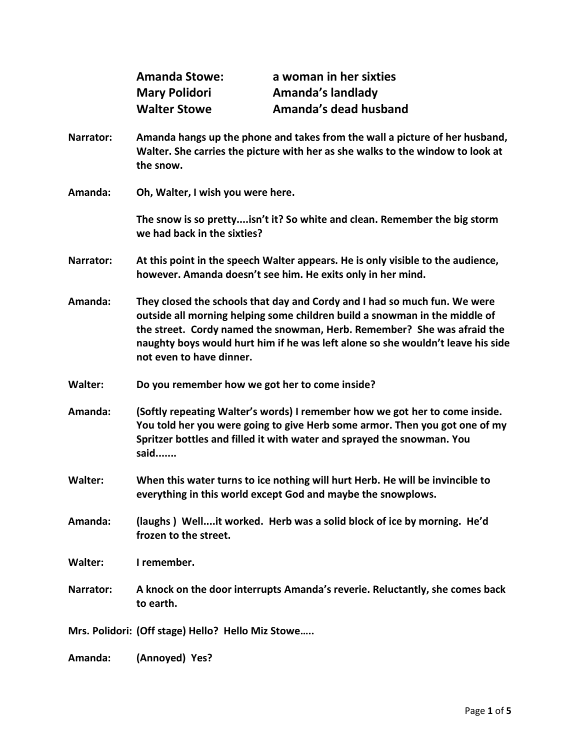| | |
|---|---|
| **Amanda Stowe:** | **a woman in her sixties** |
| **Mary Polidori** | **Amanda's landlady** |
| **Walter Stowe** | **Amanda's dead husband** |

**Narrator:** **Amanda hangs up the phone and takes from the wall a picture of her husband, Walter. She carries the picture with her as she walks to the window to look at the snow.**

**Amanda:** **Oh, Walter, I wish you were here.**

**The snow is so pretty....isn't it? So white and clean. Remember the big storm we had back in the sixties?**

**Narrator:** **At this point in the speech Walter appears. He is only visible to the audience, however. Amanda doesn't see him. He exits only in her mind.**

**Amanda:** **They closed the schools that day and Cordy and I had so much fun. We were outside all morning helping some children build a snowman in the middle of the street. Cordy named the snowman, Herb. Remember? She was afraid the naughty boys would hurt him if he was left alone so she wouldn't leave his side not even to have dinner.**

**Walter:** **Do you remember how we got her to come inside?**

**Amanda:** **(Softly repeating Walter's words) I remember how we got her to come inside. You told her you were going to give Herb some armor. Then you got one of my Spritzer bottles and filled it with water and sprayed the snowman. You said.......**

**Walter:** **When this water turns to ice nothing will hurt Herb. He will be invincible to everything in this world except God and maybe the snowplows.**

**Amanda:** **(laughs ) Well....it worked. Herb was a solid block of ice by morning. He'd frozen to the street.**

**Walter:** **I remember.**

**Narrator:** **A knock on the door interrupts Amanda's reverie. Reluctantly, she comes back to earth.**

**Mrs. Polidori:** **(Off stage) Hello? Hello Miz Stowe…..**

**Amanda:** **(Annoyed) Yes?**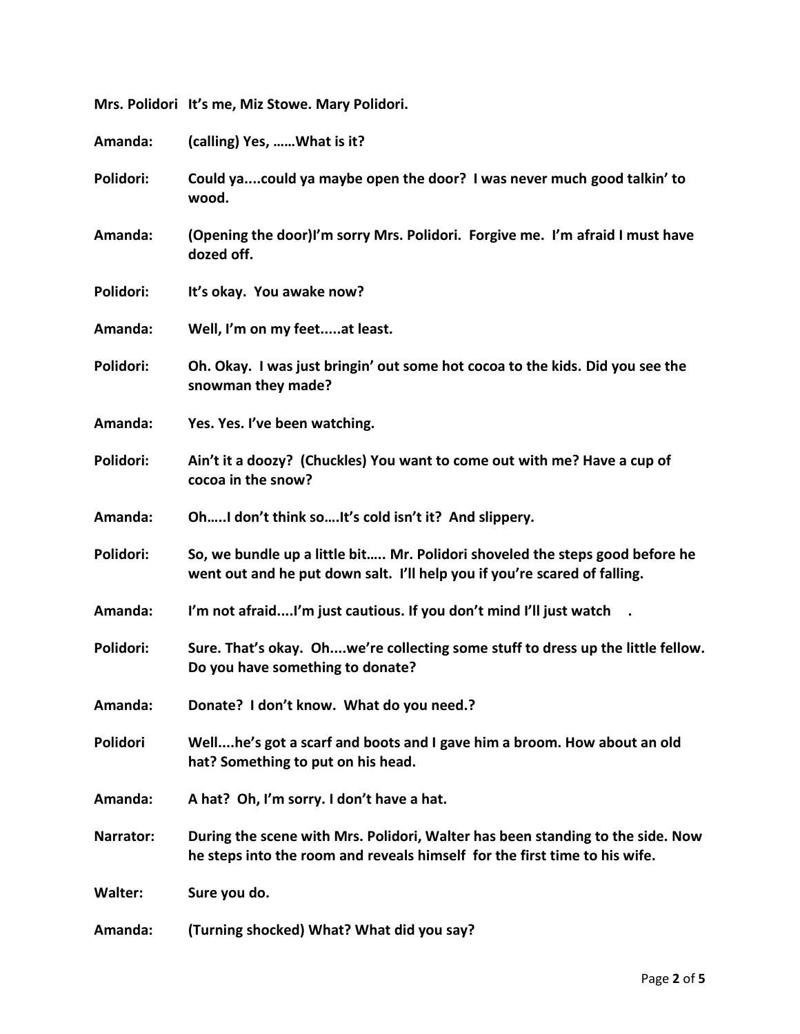**Mrs. Polidori** **It's me, Miz Stowe. Mary Polidori.**

**Amanda:** **(calling) Yes, ……What is it?**

**Polidori:** **Could ya....could ya maybe open the door? I was never much good talkin' to wood.**

**Amanda:** **(Opening the door)I'm sorry Mrs. Polidori. Forgive me. I'm afraid I must have dozed off.**

**Polidori:** **It's okay. You awake now?**

**Amanda:** **Well, I'm on my feet.....at least.**

**Polidori:** **Oh. Okay. I was just bringin' out some hot cocoa to the kids. Did you see the snowman they made?**

**Amanda:** **Yes. Yes. I've been watching.**

**Polidori:** **Ain't it a doozy? (Chuckles) You want to come out with me? Have a cup of cocoa in the snow?**

**Amanda:** **Oh…..I don't think so….It's cold isn't it? And slippery.**

**Polidori:** **So, we bundle up a little bit….. Mr. Polidori shoveled the steps good before he went out and he put down salt. I'll help you if you're scared of falling.**

**Amanda:** **I'm not afraid....I'm just cautious. If you don't mind I'll just watch .**

**Polidori:** **Sure. That's okay. Oh....we're collecting some stuff to dress up the little fellow. Do you have something to donate?**

**Amanda:** **Donate? I don't know. What do you need.?**

**Polidori** **Well....he's got a scarf and boots and I gave him a broom. How about an old hat? Something to put on his head.**

**Amanda:** **A hat? Oh, I'm sorry. I don't have a hat.**

**Narrator:** **During the scene with Mrs. Polidori, Walter has been standing to the side. Now he steps into the room and reveals himself for the first time to his wife.**

**Walter:** **Sure you do.**

**Amanda:** **(Turning shocked) What? What did you say?**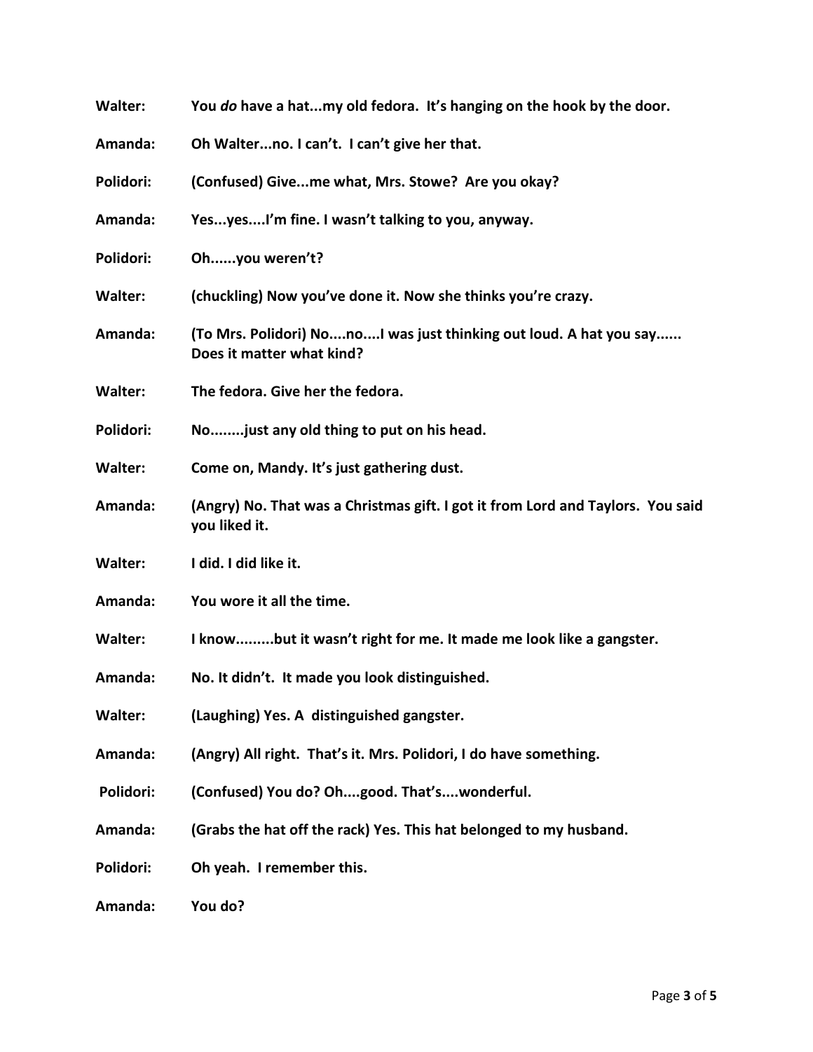**Walter:** **You *do* have a hat...my old fedora. It's hanging on the hook by the door.**

**Amanda:** **Oh Walter...no. I can't. I can't give her that.**

**Polidori:** **(Confused) Give...me what, Mrs. Stowe? Are you okay?**

**Amanda:** **Yes...yes....I'm fine. I wasn't talking to you, anyway.**

**Polidori:** **Oh......you weren't?**

**Walter:** **(chuckling) Now you've done it. Now she thinks you're crazy.**

**Amanda:** **(To Mrs. Polidori) No....no....I was just thinking out loud. A hat you say...... Does it matter what kind?**

**Walter:** **The fedora. Give her the fedora.**

**Polidori:** **No........just any old thing to put on his head.**

**Walter:** **Come on, Mandy. It's just gathering dust.**

**Amanda:** **(Angry) No. That was a Christmas gift. I got it from Lord and Taylors. You said you liked it.**

**Walter:** **I did. I did like it.**

**Amanda:** **You wore it all the time.**

**Walter:** **I know.........but it wasn't right for me. It made me look like a gangster.**

**Amanda:** **No. It didn't. It made you look distinguished.**

**Walter:** **(Laughing) Yes. A distinguished gangster.**

**Amanda:** **(Angry) All right. That's it. Mrs. Polidori, I do have something.**

**Polidori:** **(Confused) You do? Oh....good. That's....wonderful.**

**Amanda:** **(Grabs the hat off the rack) Yes. This hat belonged to my husband.**

**Polidori:** **Oh yeah. I remember this.**

**Amanda:** **You do?**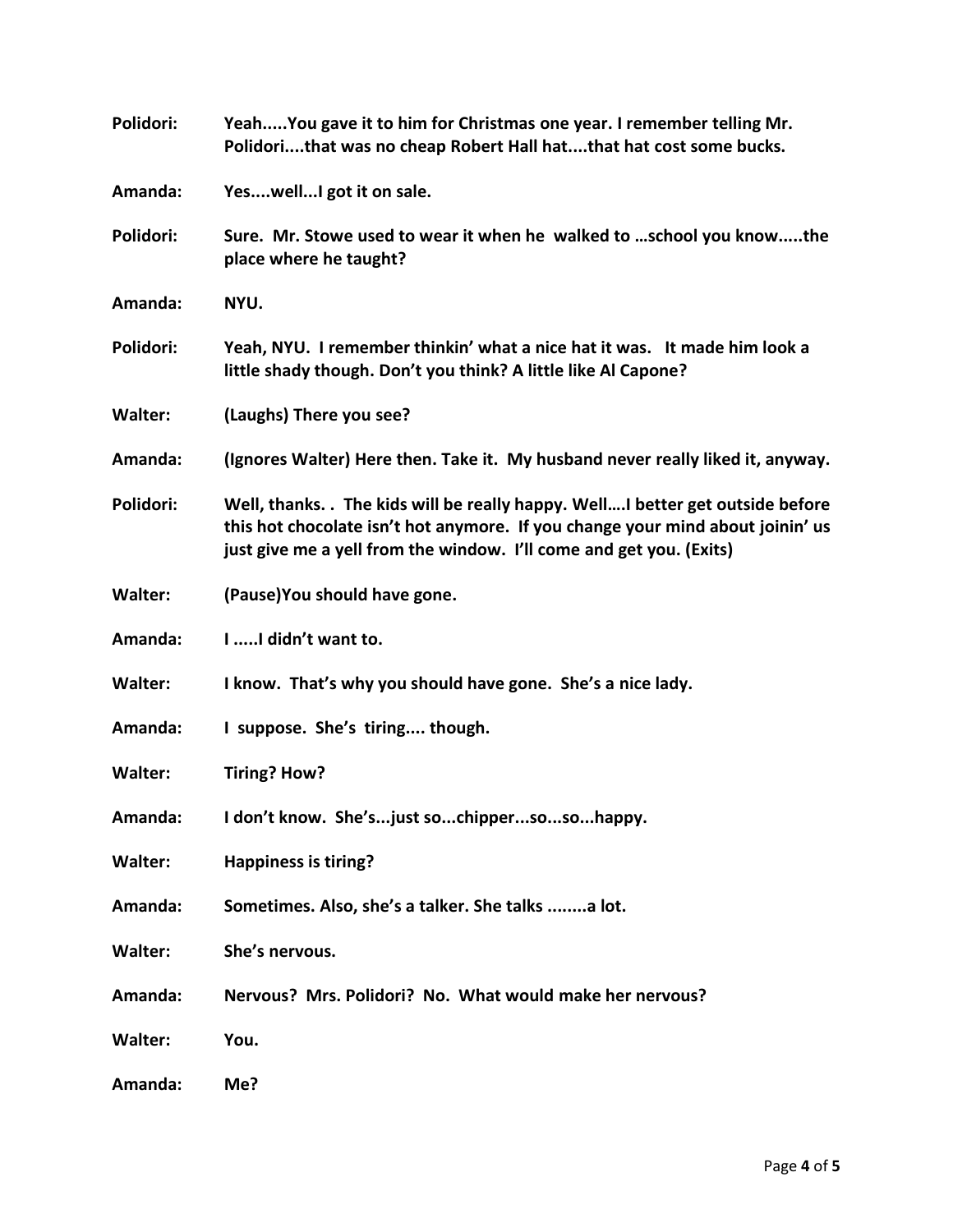**Polidori:** **Yeah.....You gave it to him for Christmas one year. I remember telling Mr. Polidori....that was no cheap Robert Hall hat....that hat cost some bucks.**

**Amanda:** **Yes....well...I got it on sale.**

**Polidori:** **Sure. Mr. Stowe used to wear it when he walked to …school you know.....the place where he taught?**

**Amanda:** **NYU.**

**Polidori:** **Yeah, NYU. I remember thinkin' what a nice hat it was. It made him look a little shady though. Don't you think? A little like Al Capone?**

**Walter:** **(Laughs) There you see?**

**Amanda:** **(Ignores Walter) Here then. Take it. My husband never really liked it, anyway.**

**Polidori:** **Well, thanks. . The kids will be really happy. Well….I better get outside before this hot chocolate isn't hot anymore. If you change your mind about joinin' us just give me a yell from the window. I'll come and get you. (Exits)**

**Walter:** **(Pause)You should have gone.**

**Amanda:** **I .....I didn't want to.**

**Walter:** **I know. That's why you should have gone. She's a nice lady.**

**Amanda:** **I suppose. She's tiring.... though.**

**Walter:** **Tiring? How?**

**Amanda:** **I don't know. She's...just so...chipper...so...so...happy.**

**Walter:** **Happiness is tiring?**

**Amanda:** **Sometimes. Also, she's a talker. She talks ........a lot.**

**Walter:** **She's nervous.**

**Amanda:** **Nervous? Mrs. Polidori? No. What would make her nervous?**

**Walter:** **You.**

**Amanda:** **Me?**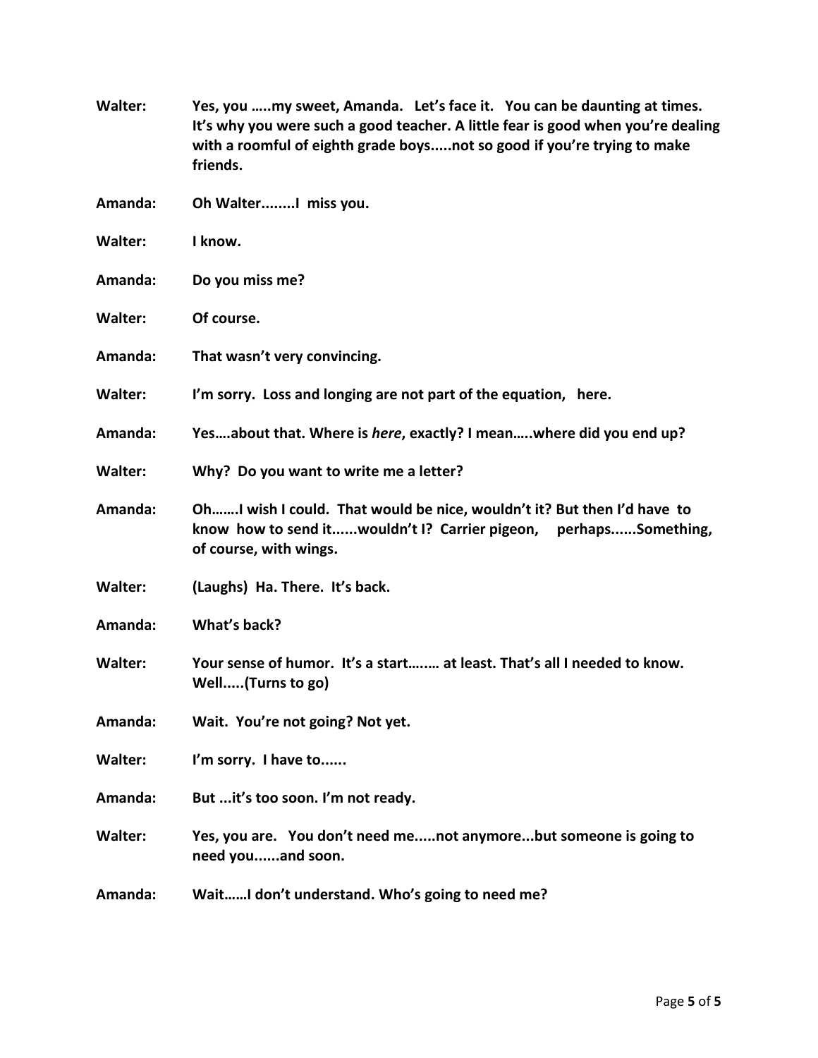**Walter:** **Yes, you .....my sweet, Amanda. Let's face it. You can be daunting at times. It's why you were such a good teacher. A little fear is good when you're dealing with a roomful of eighth grade boys.....not so good if you're trying to make friends.**

**Amanda:** **Oh Walter........I miss you.**

**Walter:** **I know.**

**Amanda:** **Do you miss me?**

**Walter:** **Of course.**

**Amanda:** **That wasn't very convincing.**

**Walter:** **I'm sorry. Loss and longing are not part of the equation, here.**

**Amanda:** **Yes….about that. Where is *here*, exactly? I mean…..where did you end up?**

**Walter:** **Why? Do you want to write me a letter?**

**Amanda:** **Oh…….I wish I could. That would be nice, wouldn't it? But then I'd have to know how to send it......wouldn't I? Carrier pigeon, perhaps......Something, of course, with wings.**

**Walter:** **(Laughs) Ha. There. It's back.**

**Amanda:** **What's back?**

**Walter:** **Your sense of humor. It's a start….… at least. That's all I needed to know. Well.....(Turns to go)**

**Amanda:** **Wait. You're not going? Not yet.**

**Walter:** **I'm sorry. I have to......**

**Amanda:** **But ...it's too soon. I'm not ready.**

**Walter:** **Yes, you are. You don't need me.....not anymore...but someone is going to need you......and soon.**

**Amanda:** **Wait……I don't understand. Who's going to need me?**